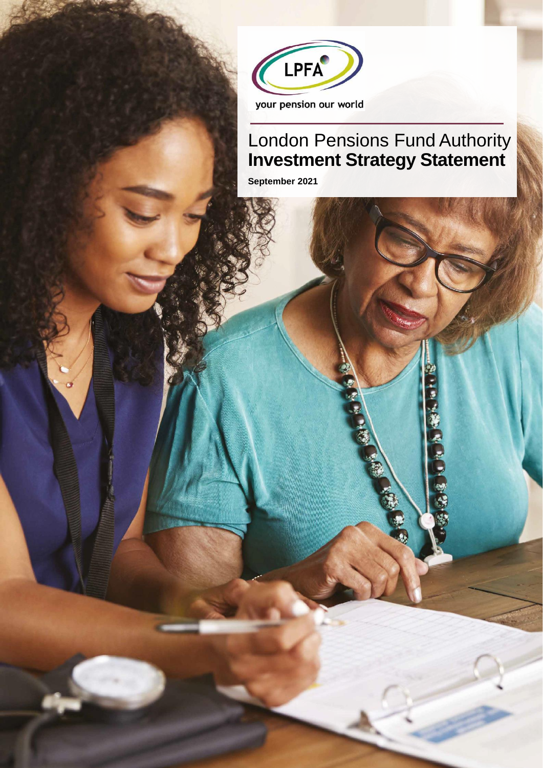LPFA

your pension our world

# London Pensions Fund Authority
# **Investment Strategy Statement**

**September 2021**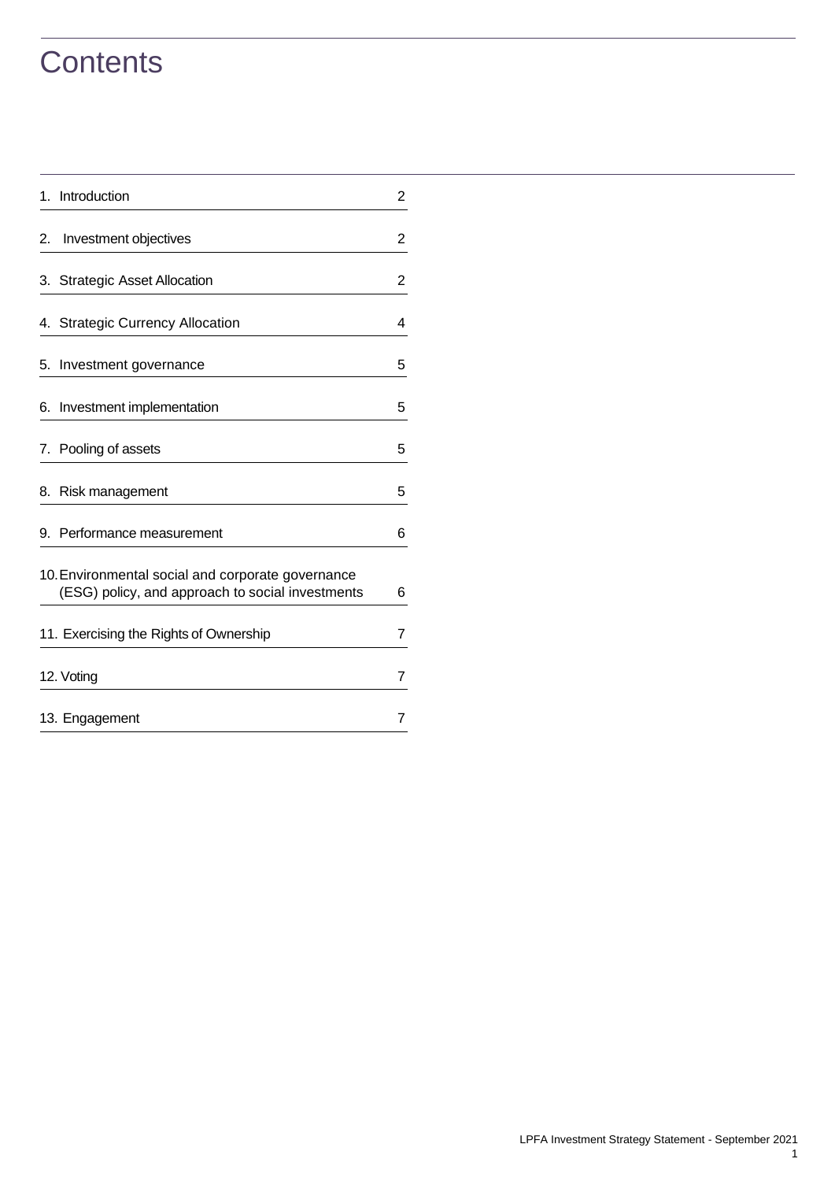# Contents

| | |
|---|---|
| 1. Introduction | 2 |
| 2. Investment objectives | 2 |
| 3. Strategic Asset Allocation | 2 |
| 4. Strategic Currency Allocation | 4 |
| 5. Investment governance | 5 |
| 6. Investment implementation | 5 |
| 7. Pooling of assets | 5 |
| 8. Risk management | 5 |
| 9. Performance measurement | 6 |
| 10. Environmental social and corporate governance (ESG) policy, and approach to social investments | 6 |
| 11. Exercising the Rights of Ownership | 7 |
| 12. Voting | 7 |
| 13. Engagement | 7 |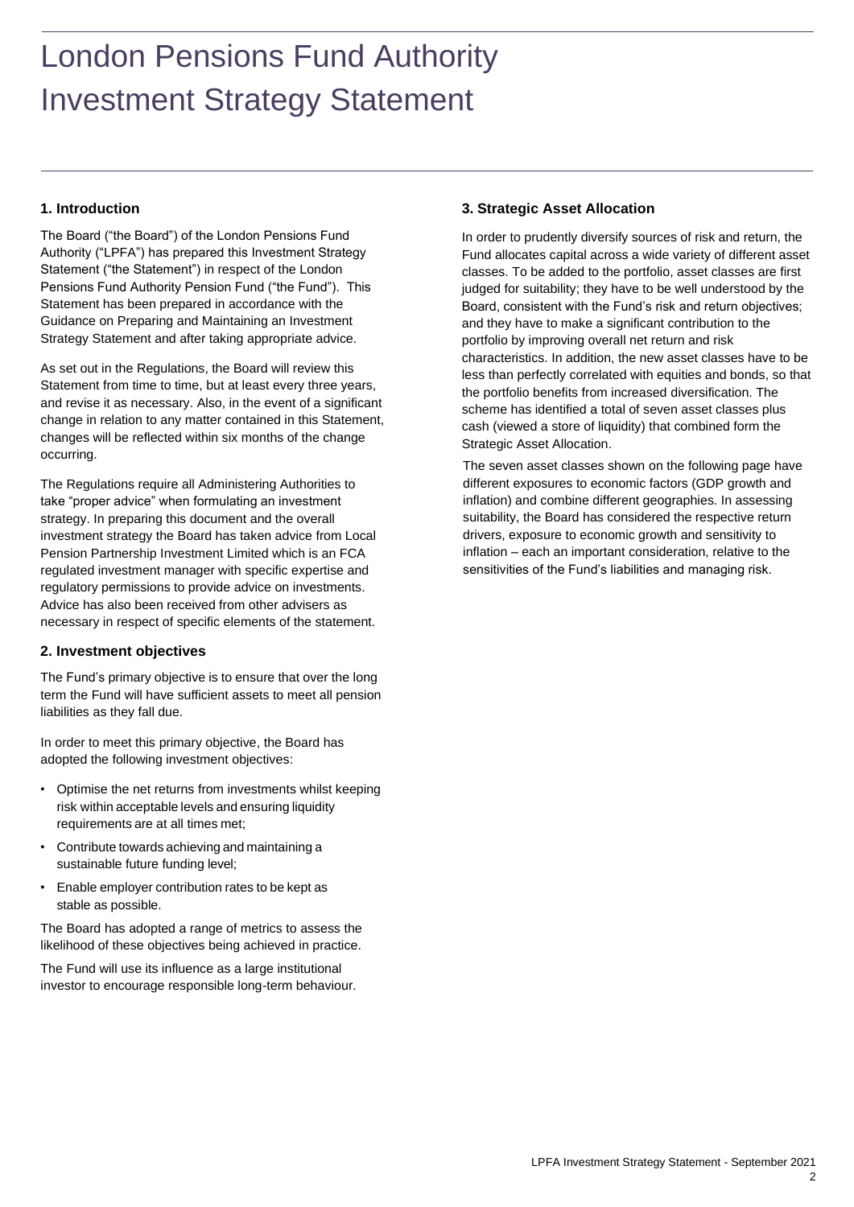# London Pensions Fund Authority Investment Strategy Statement

## 1. Introduction

The Board ("the Board") of the London Pensions Fund Authority ("LPFA") has prepared this Investment Strategy Statement ("the Statement") in respect of the London Pensions Fund Authority Pension Fund ("the Fund"). This Statement has been prepared in accordance with the Guidance on Preparing and Maintaining an Investment Strategy Statement and after taking appropriate advice.

As set out in the Regulations, the Board will review this Statement from time to time, but at least every three years, and revise it as necessary. Also, in the event of a significant change in relation to any matter contained in this Statement, changes will be reflected within six months of the change occurring.

The Regulations require all Administering Authorities to take "proper advice" when formulating an investment strategy. In preparing this document and the overall investment strategy the Board has taken advice from Local Pension Partnership Investment Limited which is an FCA regulated investment manager with specific expertise and regulatory permissions to provide advice on investments. Advice has also been received from other advisers as necessary in respect of specific elements of the statement.

## 2. Investment objectives

The Fund's primary objective is to ensure that over the long term the Fund will have sufficient assets to meet all pension liabilities as they fall due.

In order to meet this primary objective, the Board has adopted the following investment objectives:

- Optimise the net returns from investments whilst keeping risk within acceptable levels and ensuring liquidity requirements are at all times met;
- Contribute towards achieving and maintaining a sustainable future funding level;
- Enable employer contribution rates to be kept as stable as possible.

The Board has adopted a range of metrics to assess the likelihood of these objectives being achieved in practice.

The Fund will use its influence as a large institutional investor to encourage responsible long-term behaviour.

## 3. Strategic Asset Allocation

In order to prudently diversify sources of risk and return, the Fund allocates capital across a wide variety of different asset classes. To be added to the portfolio, asset classes are first judged for suitability; they have to be well understood by the Board, consistent with the Fund's risk and return objectives; and they have to make a significant contribution to the portfolio by improving overall net return and risk characteristics. In addition, the new asset classes have to be less than perfectly correlated with equities and bonds, so that the portfolio benefits from increased diversification. The scheme has identified a total of seven asset classes plus cash (viewed a store of liquidity) that combined form the Strategic Asset Allocation.

The seven asset classes shown on the following page have different exposures to economic factors (GDP growth and inflation) and combine different geographies. In assessing suitability, the Board has considered the respective return drivers, exposure to economic growth and sensitivity to inflation – each an important consideration, relative to the sensitivities of the Fund's liabilities and managing risk.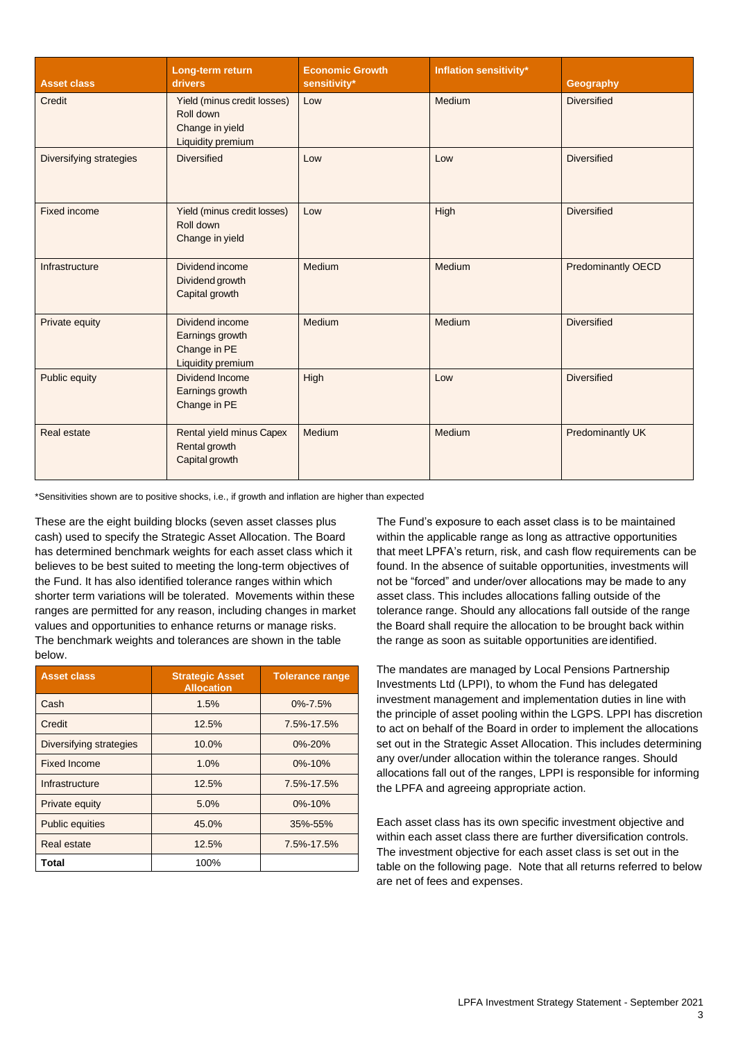| Asset class | Long-term return drivers | Economic Growth sensitivity* | Inflation sensitivity* | Geography |
|---|---|---|---|---|
| Credit | Yield (minus credit losses)<br>Roll down<br>Change in yield<br>Liquidity premium | Low | Medium | Diversified |
| Diversifying strategies | Diversified | Low | Low | Diversified |
| Fixed income | Yield (minus credit losses)<br>Roll down<br>Change in yield | Low | High | Diversified |
| Infrastructure | Dividend income<br>Dividend growth<br>Capital growth | Medium | Medium | Predominantly OECD |
| Private equity | Dividend income<br>Earnings growth<br>Change in PE<br>Liquidity premium | Medium | Medium | Diversified |
| Public equity | Dividend Income<br>Earnings growth<br>Change in PE | High | Low | Diversified |
| Real estate | Rental yield minus Capex<br>Rental growth<br>Capital growth | Medium | Medium | Predominantly UK |

*Sensitivities shown are to positive shocks, i.e., if growth and inflation are higher than expected

These are the eight building blocks (seven asset classes plus cash) used to specify the Strategic Asset Allocation. The Board has determined benchmark weights for each asset class which it believes to be best suited to meeting the long-term objectives of the Fund. It has also identified tolerance ranges within which shorter term variations will be tolerated. Movements within these ranges are permitted for any reason, including changes in market values and opportunities to enhance returns or manage risks. The benchmark weights and tolerances are shown in the table below.

| Asset class | Strategic Asset Allocation | Tolerance range |
|---|---|---|
| Cash | 1.5% | 0%-7.5% |
| Credit | 12.5% | 7.5%-17.5% |
| Diversifying strategies | 10.0% | 0%-20% |
| Fixed Income | 1.0% | 0%-10% |
| Infrastructure | 12.5% | 7.5%-17.5% |
| Private equity | 5.0% | 0%-10% |
| Public equities | 45.0% | 35%-55% |
| Real estate | 12.5% | 7.5%-17.5% |
| **Total** | 100% | |

The Fund's exposure to each asset class is to be maintained within the applicable range as long as attractive opportunities that meet LPFA's return, risk, and cash flow requirements can be found. In the absence of suitable opportunities, investments will not be "forced" and under/over allocations may be made to any asset class. This includes allocations falling outside of the tolerance range. Should any allocations fall outside of the range the Board shall require the allocation to be brought back within the range as soon as suitable opportunities are identified.

The mandates are managed by Local Pensions Partnership Investments Ltd (LPPI), to whom the Fund has delegated investment management and implementation duties in line with the principle of asset pooling within the LGPS. LPPI has discretion to act on behalf of the Board in order to implement the allocations set out in the Strategic Asset Allocation. This includes determining any over/under allocation within the tolerance ranges. Should allocations fall out of the ranges, LPPI is responsible for informing the LPFA and agreeing appropriate action.

Each asset class has its own specific investment objective and within each asset class there are further diversification controls. The investment objective for each asset class is set out in the table on the following page. Note that all returns referred to below are net of fees and expenses.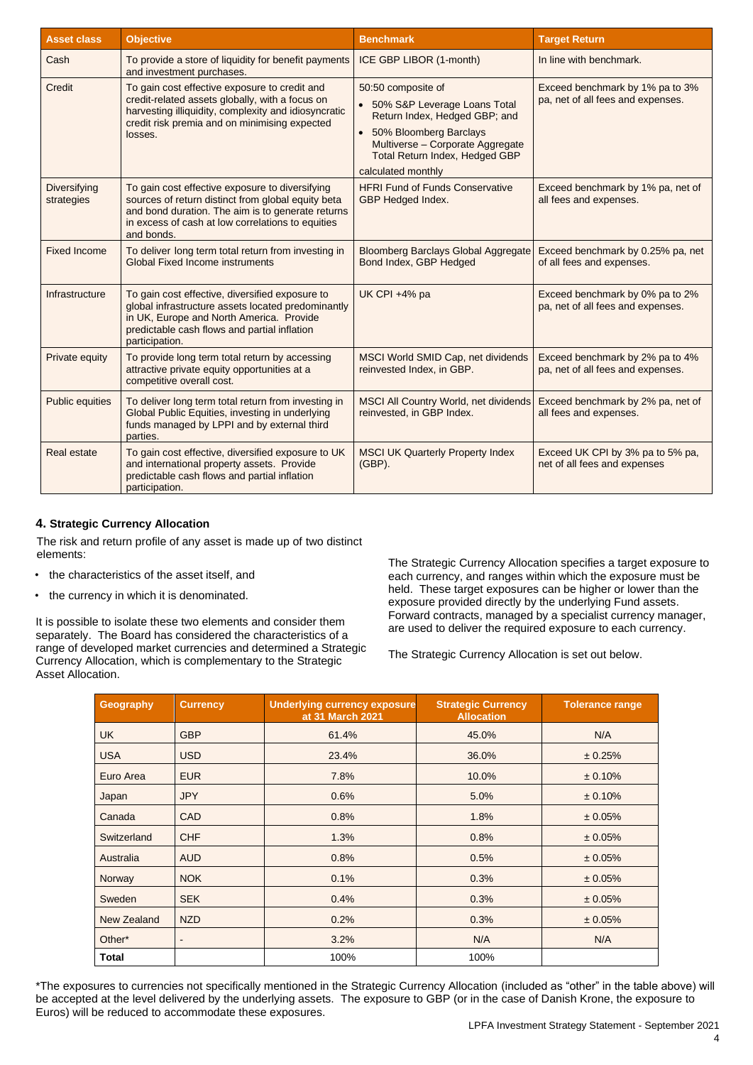| Asset class | Objective | Benchmark | Target Return |
|---|---|---|---|
| Cash | To provide a store of liquidity for benefit payments and investment purchases. | ICE GBP LIBOR (1-month) | In line with benchmark. |
| Credit | To gain cost effective exposure to credit and credit-related assets globally, with a focus on harvesting illiquidity, complexity and idiosyncratic credit risk premia and on minimising expected losses. | 50:50 composite of<br>• 50% S&P Leverage Loans Total Return Index, Hedged GBP; and<br>• 50% Bloomberg Barclays Multiverse – Corporate Aggregate Total Return Index, Hedged GBP<br>calculated monthly | Exceed benchmark by 1% pa to 3% pa, net of all fees and expenses. |
| Diversifying strategies | To gain cost effective exposure to diversifying sources of return distinct from global equity beta and bond duration. The aim is to generate returns in excess of cash at low correlations to equities and bonds. | HFRI Fund of Funds Conservative GBP Hedged Index. | Exceed benchmark by 1% pa, net of all fees and expenses. |
| Fixed Income | To deliver long term total return from investing in Global Fixed Income instruments | Bloomberg Barclays Global Aggregate Bond Index, GBP Hedged | Exceed benchmark by 0.25% pa, net of all fees and expenses. |
| Infrastructure | To gain cost effective, diversified exposure to global infrastructure assets located predominantly in UK, Europe and North America. Provide predictable cash flows and partial inflation participation. | UK CPI +4% pa | Exceed benchmark by 0% pa to 2% pa, net of all fees and expenses. |
| Private equity | To provide long term total return by accessing attractive private equity opportunities at a competitive overall cost. | MSCI World SMID Cap, net dividends reinvested Index, in GBP. | Exceed benchmark by 2% pa to 4% pa, net of all fees and expenses. |
| Public equities | To deliver long term total return from investing in Global Public Equities, investing in underlying funds managed by LPPI and by external third parties. | MSCI All Country World, net dividends reinvested, in GBP Index. | Exceed benchmark by 2% pa, net of all fees and expenses. |
| Real estate | To gain cost effective, diversified exposure to UK and international property assets. Provide predictable cash flows and partial inflation participation. | MSCI UK Quarterly Property Index (GBP). | Exceed UK CPI by 3% pa to 5% pa, net of all fees and expenses |

## 4. Strategic Currency Allocation

The risk and return profile of any asset is made up of two distinct elements:

- the characteristics of the asset itself, and
- the currency in which it is denominated.

It is possible to isolate these two elements and consider them separately. The Board has considered the characteristics of a range of developed market currencies and determined a Strategic Currency Allocation, which is complementary to the Strategic Asset Allocation.

The Strategic Currency Allocation specifies a target exposure to each currency, and ranges within which the exposure must be held. These target exposures can be higher or lower than the exposure provided directly by the underlying Fund assets. Forward contracts, managed by a specialist currency manager, are used to deliver the required exposure to each currency.

The Strategic Currency Allocation is set out below.

| Geography | Currency | Underlying currency exposure at 31 March 2021 | Strategic Currency Allocation | Tolerance range |
|---|---|---|---|---|
| UK | GBP | 61.4% | 45.0% | N/A |
| USA | USD | 23.4% | 36.0% | ± 0.25% |
| Euro Area | EUR | 7.8% | 10.0% | ± 0.10% |
| Japan | JPY | 0.6% | 5.0% | ± 0.10% |
| Canada | CAD | 0.8% | 1.8% | ± 0.05% |
| Switzerland | CHF | 1.3% | 0.8% | ± 0.05% |
| Australia | AUD | 0.8% | 0.5% | ± 0.05% |
| Norway | NOK | 0.1% | 0.3% | ± 0.05% |
| Sweden | SEK | 0.4% | 0.3% | ± 0.05% |
| New Zealand | NZD | 0.2% | 0.3% | ± 0.05% |
| Other* | - | 3.2% | N/A | N/A |
| **Total** | | 100% | 100% | |

*The exposures to currencies not specifically mentioned in the Strategic Currency Allocation (included as "other" in the table above) will be accepted at the level delivered by the underlying assets. The exposure to GBP (or in the case of Danish Krone, the exposure to Euros) will be reduced to accommodate these exposures.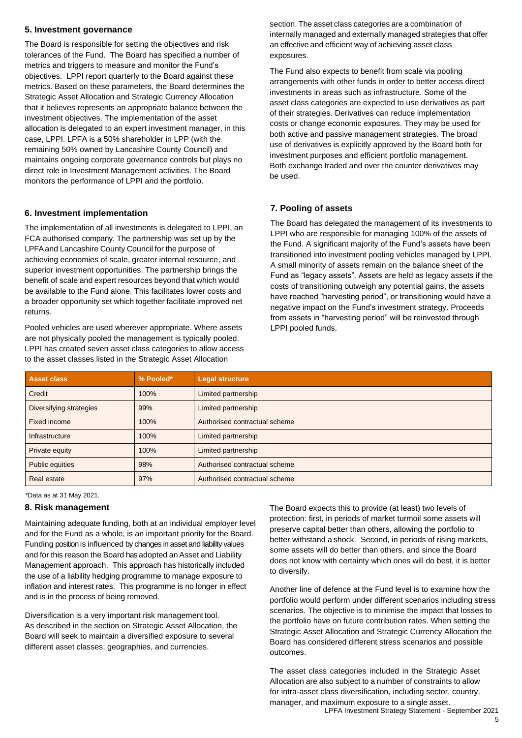## 5. Investment governance

The Board is responsible for setting the objectives and risk tolerances of the Fund. The Board has specified a number of metrics and triggers to measure and monitor the Fund's objectives. LPPI report quarterly to the Board against these metrics. Based on these parameters, the Board determines the Strategic Asset Allocation and Strategic Currency Allocation that it believes represents an appropriate balance between the investment objectives. The implementation of the asset allocation is delegated to an expert investment manager, in this case, LPPI. LPFA is a 50% shareholder in LPP (with the remaining 50% owned by Lancashire County Council) and maintains ongoing corporate governance controls but plays no direct role in Investment Management activities. The Board monitors the performance of LPPI and the portfolio.

## 6. Investment implementation

The implementation of all investments is delegated to LPPI, an FCA authorised company. The partnership was set up by the LPFA and Lancashire County Council for the purpose of achieving economies of scale, greater internal resource, and superior investment opportunities. The partnership brings the benefit of scale and expert resources beyond that which would be available to the Fund alone. This facilitates lower costs and a broader opportunity set which together facilitate improved net returns.

Pooled vehicles are used wherever appropriate. Where assets are not physically pooled the management is typically pooled. LPPI has created seven asset class categories to allow access to the asset classes listed in the Strategic Asset Allocation section. The asset class categories are a combination of internally managed and externally managed strategies that offer an effective and efficient way of achieving asset class exposures.

The Fund also expects to benefit from scale via pooling arrangements with other funds in order to better access direct investments in areas such as infrastructure. Some of the asset class categories are expected to use derivatives as part of their strategies. Derivatives can reduce implementation costs or change economic exposures. They may be used for both active and passive management strategies. The broad use of derivatives is explicitly approved by the Board both for investment purposes and efficient portfolio management. Both exchange traded and over the counter derivatives may be used.

## 7. Pooling of assets

The Board has delegated the management of its investments to LPPI who are responsible for managing 100% of the assets of the Fund. A significant majority of the Fund's assets have been transitioned into investment pooling vehicles managed by LPPI. A small minority of assets remain on the balance sheet of the Fund as "legacy assets". Assets are held as legacy assets if the costs of transitioning outweigh any potential gains, the assets have reached "harvesting period", or transitioning would have a negative impact on the Fund's investment strategy. Proceeds from assets in "harvesting period" will be reinvested through LPPI pooled funds.

| Asset class | % Pooled* | Legal structure |
|---|---|---|
| Credit | 100% | Limited partnership |
| Diversifying strategies | 99% | Limited partnership |
| Fixed income | 100% | Authorised contractual scheme |
| Infrastructure | 100% | Limited partnership |
| Private equity | 100% | Limited partnership |
| Public equities | 98% | Authorised contractual scheme |
| Real estate | 97% | Authorised contractual scheme |

*Data as at 31 May 2021.

## 8. Risk management

Maintaining adequate funding, both at an individual employer level and for the Fund as a whole, is an important priority for the Board. Funding position is influenced by changes in asset and liability values and for this reason the Board has adopted an Asset and Liability Management approach. This approach has historically included the use of a liability hedging programme to manage exposure to inflation and interest rates. This programme is no longer in effect and is in the process of being removed.

Diversification is a very important risk management tool. As described in the section on Strategic Asset Allocation, the Board will seek to maintain a diversified exposure to several different asset classes, geographies, and currencies.

The Board expects this to provide (at least) two levels of protection: first, in periods of market turmoil some assets will preserve capital better than others, allowing the portfolio to better withstand a shock. Second, in periods of rising markets, some assets will do better than others, and since the Board does not know with certainty which ones will do best, it is better to diversify.

Another line of defence at the Fund level is to examine how the portfolio would perform under different scenarios including stress scenarios. The objective is to minimise the impact that losses to the portfolio have on future contribution rates. When setting the Strategic Asset Allocation and Strategic Currency Allocation the Board has considered different stress scenarios and possible outcomes.

The asset class categories included in the Strategic Asset Allocation are also subject to a number of constraints to allow for intra-asset class diversification, including sector, country, manager, and maximum exposure to a single asset.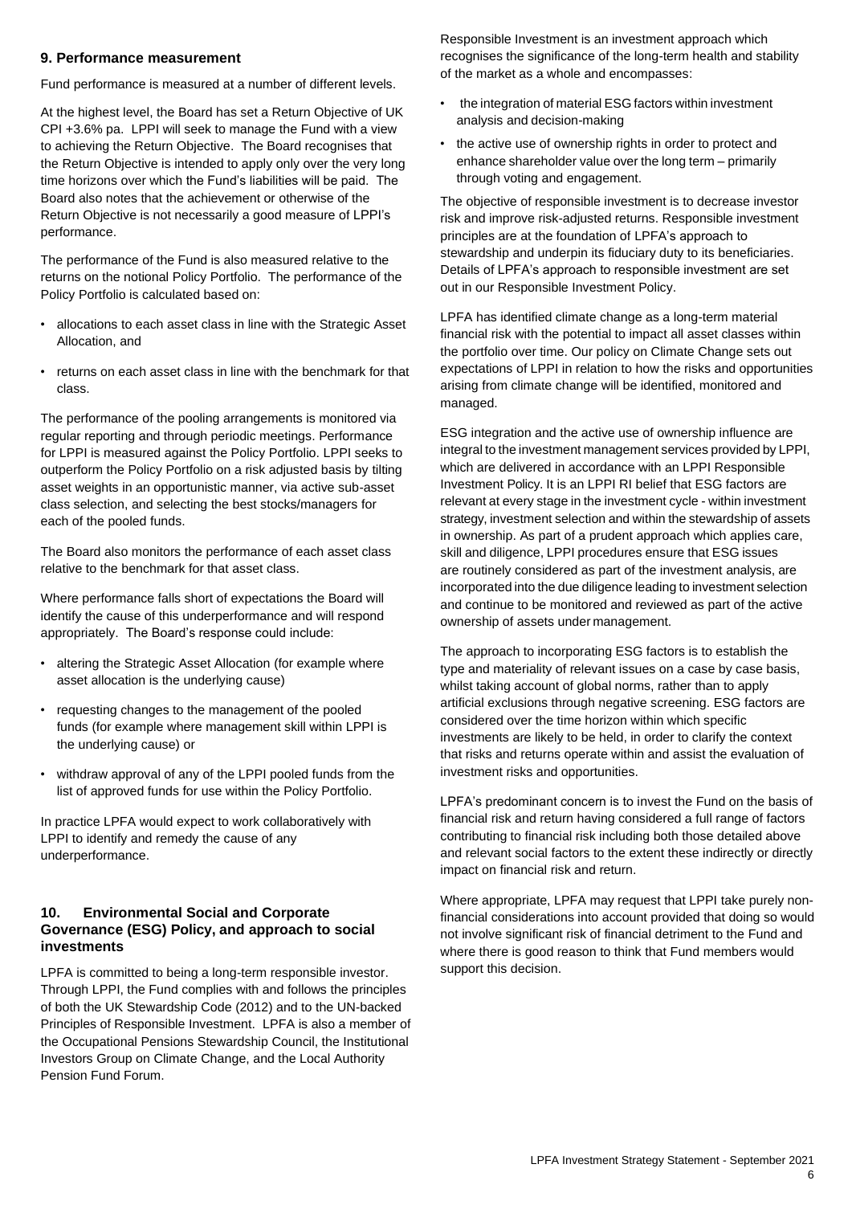## 9. Performance measurement

Fund performance is measured at a number of different levels.

At the highest level, the Board has set a Return Objective of UK CPI +3.6% pa. LPPI will seek to manage the Fund with a view to achieving the Return Objective. The Board recognises that the Return Objective is intended to apply only over the very long time horizons over which the Fund's liabilities will be paid. The Board also notes that the achievement or otherwise of the Return Objective is not necessarily a good measure of LPPI's performance.

The performance of the Fund is also measured relative to the returns on the notional Policy Portfolio. The performance of the Policy Portfolio is calculated based on:

- allocations to each asset class in line with the Strategic Asset Allocation, and
- returns on each asset class in line with the benchmark for that class.

The performance of the pooling arrangements is monitored via regular reporting and through periodic meetings. Performance for LPPI is measured against the Policy Portfolio. LPPI seeks to outperform the Policy Portfolio on a risk adjusted basis by tilting asset weights in an opportunistic manner, via active sub-asset class selection, and selecting the best stocks/managers for each of the pooled funds.

The Board also monitors the performance of each asset class relative to the benchmark for that asset class.

Where performance falls short of expectations the Board will identify the cause of this underperformance and will respond appropriately. The Board's response could include:

- altering the Strategic Asset Allocation (for example where asset allocation is the underlying cause)
- requesting changes to the management of the pooled funds (for example where management skill within LPPI is the underlying cause) or
- withdraw approval of any of the LPPI pooled funds from the list of approved funds for use within the Policy Portfolio.

In practice LPFA would expect to work collaboratively with LPPI to identify and remedy the cause of any underperformance.

## 10. Environmental Social and Corporate Governance (ESG) Policy, and approach to social investments

LPFA is committed to being a long-term responsible investor. Through LPPI, the Fund complies with and follows the principles of both the UK Stewardship Code (2012) and to the UN-backed Principles of Responsible Investment. LPFA is also a member of the Occupational Pensions Stewardship Council, the Institutional Investors Group on Climate Change, and the Local Authority Pension Fund Forum.

Responsible Investment is an investment approach which recognises the significance of the long-term health and stability of the market as a whole and encompasses:

- the integration of material ESG factors within investment analysis and decision-making
- the active use of ownership rights in order to protect and enhance shareholder value over the long term – primarily through voting and engagement.

The objective of responsible investment is to decrease investor risk and improve risk-adjusted returns. Responsible investment principles are at the foundation of LPFA's approach to stewardship and underpin its fiduciary duty to its beneficiaries. Details of LPFA's approach to responsible investment are set out in our Responsible Investment Policy.

LPFA has identified climate change as a long-term material financial risk with the potential to impact all asset classes within the portfolio over time. Our policy on Climate Change sets out expectations of LPPI in relation to how the risks and opportunities arising from climate change will be identified, monitored and managed.

ESG integration and the active use of ownership influence are integral to the investment management services provided by LPPI, which are delivered in accordance with an LPPI Responsible Investment Policy. It is an LPPI RI belief that ESG factors are relevant at every stage in the investment cycle - within investment strategy, investment selection and within the stewardship of assets in ownership. As part of a prudent approach which applies care, skill and diligence, LPPI procedures ensure that ESG issues are routinely considered as part of the investment analysis, are incorporated into the due diligence leading to investment selection and continue to be monitored and reviewed as part of the active ownership of assets under management.

The approach to incorporating ESG factors is to establish the type and materiality of relevant issues on a case by case basis, whilst taking account of global norms, rather than to apply artificial exclusions through negative screening. ESG factors are considered over the time horizon within which specific investments are likely to be held, in order to clarify the context that risks and returns operate within and assist the evaluation of investment risks and opportunities.

LPFA's predominant concern is to invest the Fund on the basis of financial risk and return having considered a full range of factors contributing to financial risk including both those detailed above and relevant social factors to the extent these indirectly or directly impact on financial risk and return.

Where appropriate, LPFA may request that LPPI take purely non-financial considerations into account provided that doing so would not involve significant risk of financial detriment to the Fund and where there is good reason to think that Fund members would support this decision.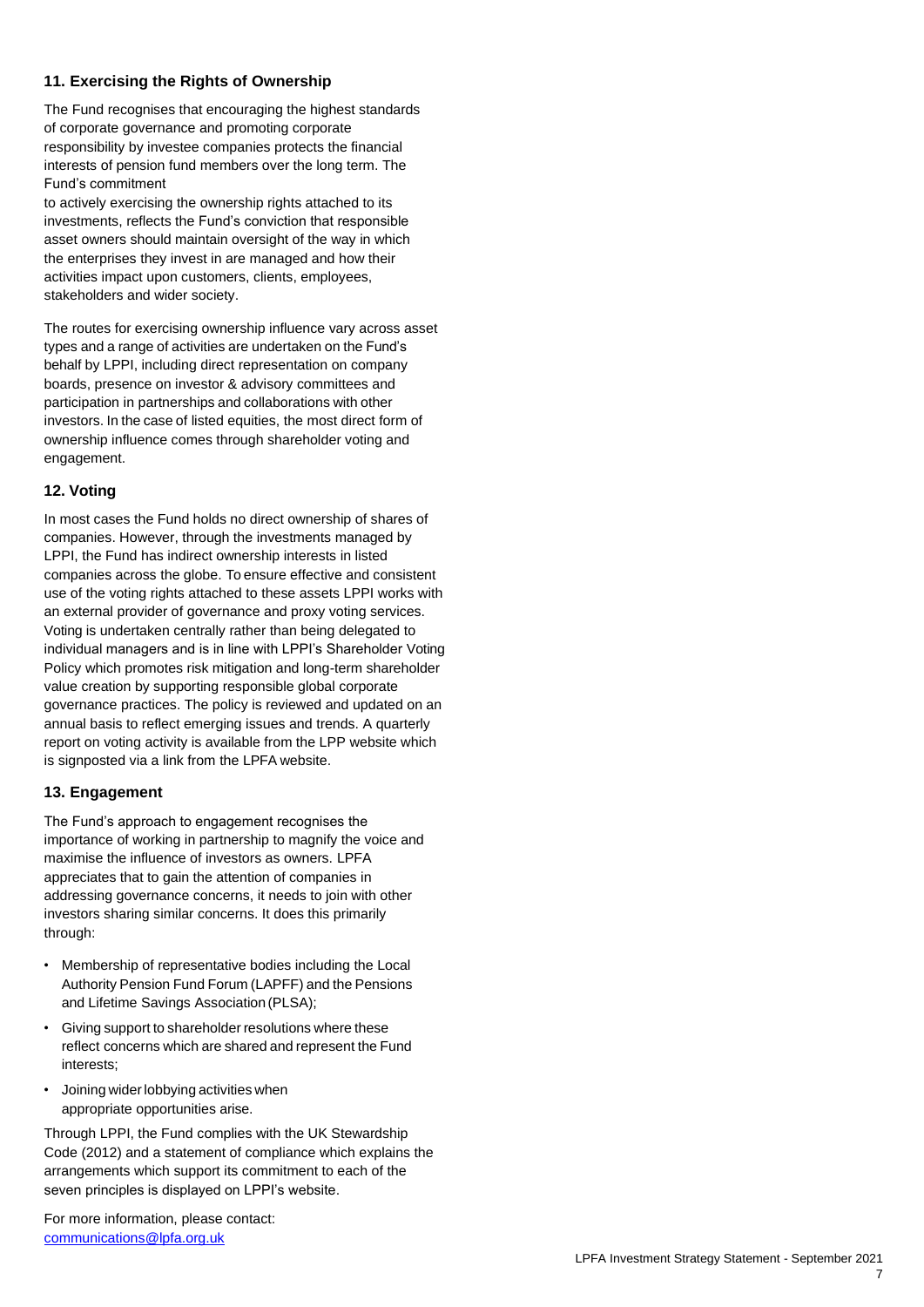## 11. Exercising the Rights of Ownership

The Fund recognises that encouraging the highest standards of corporate governance and promoting corporate responsibility by investee companies protects the financial interests of pension fund members over the long term. The Fund's commitment to actively exercising the ownership rights attached to its investments, reflects the Fund's conviction that responsible asset owners should maintain oversight of the way in which the enterprises they invest in are managed and how their activities impact upon customers, clients, employees, stakeholders and wider society.

The routes for exercising ownership influence vary across asset types and a range of activities are undertaken on the Fund's behalf by LPPI, including direct representation on company boards, presence on investor & advisory committees and participation in partnerships and collaborations with other investors. In the case of listed equities, the most direct form of ownership influence comes through shareholder voting and engagement.

## 12. Voting

In most cases the Fund holds no direct ownership of shares of companies. However, through the investments managed by LPPI, the Fund has indirect ownership interests in listed companies across the globe. To ensure effective and consistent use of the voting rights attached to these assets LPPI works with an external provider of governance and proxy voting services. Voting is undertaken centrally rather than being delegated to individual managers and is in line with LPPI's Shareholder Voting Policy which promotes risk mitigation and long-term shareholder value creation by supporting responsible global corporate governance practices. The policy is reviewed and updated on an annual basis to reflect emerging issues and trends. A quarterly report on voting activity is available from the LPP website which is signposted via a link from the LPFA website.

## 13. Engagement

The Fund's approach to engagement recognises the importance of working in partnership to magnify the voice and maximise the influence of investors as owners. LPFA appreciates that to gain the attention of companies in addressing governance concerns, it needs to join with other investors sharing similar concerns. It does this primarily through:

- Membership of representative bodies including the Local Authority Pension Fund Forum (LAPFF) and the Pensions and Lifetime Savings Association (PLSA);
- Giving support to shareholder resolutions where these reflect concerns which are shared and represent the Fund interests;
- Joining wider lobbying activities when appropriate opportunities arise.

Through LPPI, the Fund complies with the UK Stewardship Code (2012) and a statement of compliance which explains the arrangements which support its commitment to each of the seven principles is displayed on LPPI's website.

For more information, please contact:
communications@lpfa.org.uk